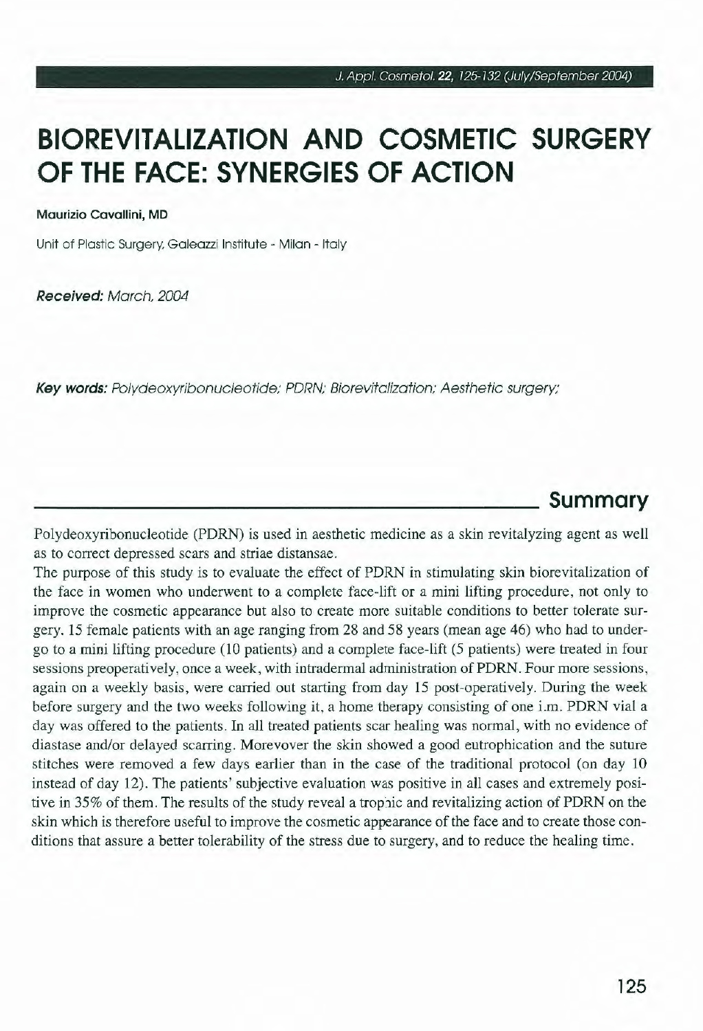# BIOREVITALIZATION AND COSMETIC SURGERY OF THE FACE: SYNERGIES OF ACTION

**Maurizio Cavallini, MD**

Unit of Plastic Surgery, Galeazzi Institute - Milan - Italy

***Received:*** *March, 2004*

***Key words:*** *Polydeoxyribonucleotide; PDRN; Biorevitalization; Aesthetic surgery;*

## Summary

Polydeoxyribonucleotide (PDRN) is used in aesthetic medicine as a skin revitalyzing agent as well as to correct depressed scars and striae distansae.

The purpose of this study is to evaluate the effect of PDRN in stimulating skin biorevitalization of the face in women who underwent to a complete face-lift or a mini lifting procedure, not only to improve the cosmetic appearance but also to create more suitable conditions to better tolerate surgery. 15 female patients with an age ranging from 28 and 58 years (mean age 46) who had to undergo to a mini lifting procedure (10 patients) and a complete face-lift (5 patients) were treated in four sessions preoperatively, once a week, with intradermal administration of PDRN. Four more sessions, again on a weekly basis, were carried out starting from day 15 post-operatively. During the week before surgery and the two weeks following it, a home therapy consisting of one i.m. PDRN vial a day was offered to the patients. In all treated patients scar healing was normal, with no evidence of diastase and/or delayed scarring. Morevover the skin showed a good eutrophication and the suture stitches were removed a few days earlier than in the case of the traditional protocol (on day 10 instead of day 12). The patients' subjective evaluation was positive in all cases and extremely positive in 35% of them. The results of the study reveal a trophic and revitalizing action of PDRN on the skin which is therefore useful to improve the cosmetic appearance of the face and to create those conditions that assure a better tolerability of the stress due to surgery, and to reduce the healing time.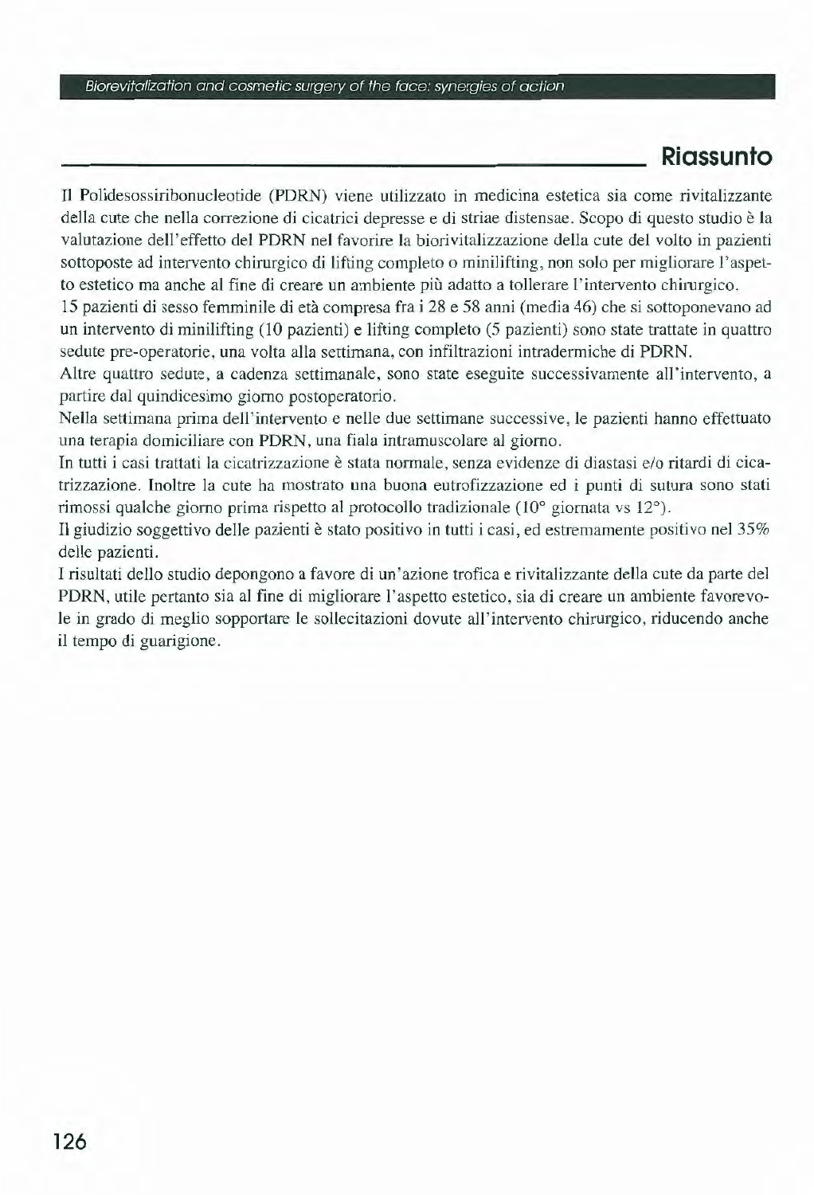## Riassunto

Il Polidesossiribonucleotide (PDRN) viene utilizzato in medicina estetica sia come rivitalizzante della cute che nella correzione di cicatrici depresse e di striae distensae. Scopo di questo studio è la valutazione dell'effetto del PDRN nel favorire la biorivitalizzazione della cute del volto in pazienti sottoposte ad intervento chirurgico di lifting completo o minilifting, non solo per migliorare l'aspetto estetico ma anche al fine di creare un ambiente più adatto a tollerare l'intervento chirurgico.

15 pazienti di sesso femminile di età compresa fra i 28 e 58 anni (media 46) che si sottoponevano ad un intervento di minilifting (10 pazienti) e lifting completo (5 pazienti) sono state trattate in quattro sedute pre-operatorie, una volta alla settimana, con infiltrazioni intradermiche di PDRN.

Altre quattro sedute, a cadenza settimanale, sono state eseguite successivamente all'intervento, a partire dal quindicesimo giorno postoperatorio.

Nella settimana prima dell'intervento e nelle due settimane successive, le pazienti hanno effettuato una terapia domiciliare con PDRN, una fiala intramuscolare al giorno.

In tutti i casi trattati la cicatrizzazione è stata normale, senza evidenze di diastasi e/o ritardi di cicatrizzazione. Inoltre la cute ha mostrato una buona eutrofizzazione ed i punti di sutura sono stati rimossi qualche giorno prima rispetto al protocollo tradizionale (10° giornata vs 12°).

Il giudizio soggettivo delle pazienti è stato positivo in tutti i casi, ed estremamente positivo nel 35% delle pazienti.

I risultati dello studio depongono a favore di un'azione trofica e rivitalizzante della cute da parte del PDRN, utile pertanto sia al fine di migliorare l'aspetto estetico, sia di creare un ambiente favorevole in grado di meglio sopportare le sollecitazioni dovute all'intervento chirurgico, riducendo anche il tempo di guarigione.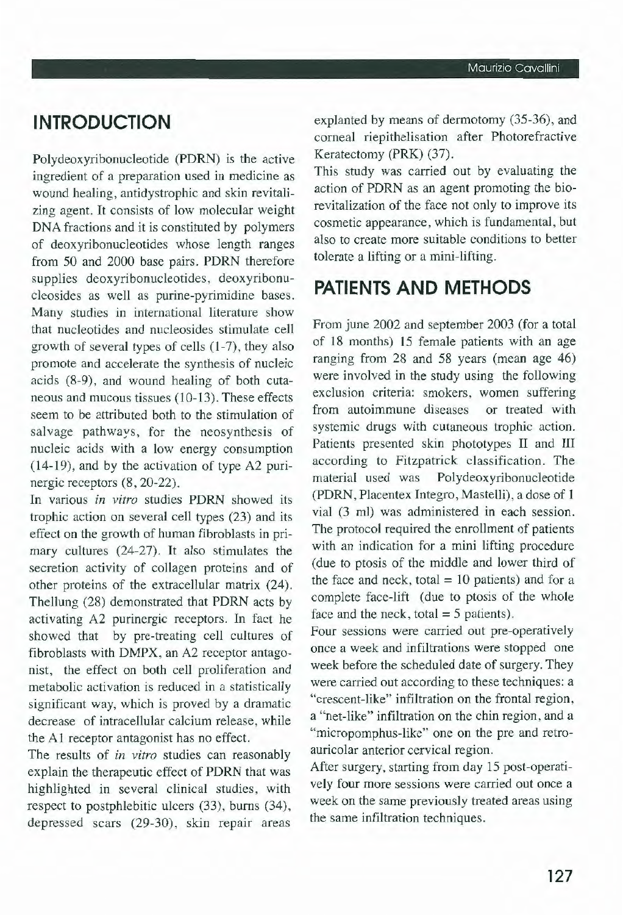## INTRODUCTION

Polydeoxyribonucleotide (PDRN) is the active ingredient of a preparation used in medicine as wound healing, antidystrophic and skin revitalizing agent. It consists of low molecular weight DNA fractions and it is constituted by polymers of deoxyribonucleotides whose length ranges from 50 and 2000 base pairs. PDRN therefore supplies deoxyribonucleotides, deoxyribonucleosides as well as purine-pyrimidine bases. Many studies in international literature show that nucleotides and nucleosides stimulate cell growth of several types of cells (1-7), they also promote and accelerate the synthesis of nucleic acids (8-9), and wound healing of both cutaneous and mucous tissues (10-13). These effects seem to be attributed both to the stimulation of salvage pathways, for the neosynthesis of nucleic acids with a low energy consumption (14-19), and by the activation of type A2 purinergic receptors (8, 20-22).

In various *in vitro* studies PDRN showed its trophic action on several cell types (23) and its effect on the growth of human fibroblasts in primary cultures (24-27). It also stimulates the secretion activity of collagen proteins and of other proteins of the extracellular matrix (24). Thellung (28) demonstrated that PDRN acts by activating A2 purinergic receptors. In fact he showed that by pre-treating cell cultures of fibroblasts with DMPX, an A2 receptor antagonist, the effect on both cell proliferation and metabolic activation is reduced in a statistically significant way, which is proved by a dramatic decrease of intracellular calcium release, while the A1 receptor antagonist has no effect.

The results of *in vitro* studies can reasonably explain the therapeutic effect of PDRN that was highlighted in several clinical studies, with respect to postphlebitic ulcers (33), burns (34), depressed scars (29-30), skin repair areas explanted by means of dermotomy (35-36), and corneal riepithelisation after Photorefractive Keratectomy (PRK) (37).

This study was carried out by evaluating the action of PDRN as an agent promoting the biorevitalization of the face not only to improve its cosmetic appearance, which is fundamental, but also to create more suitable conditions to better tolerate a lifting or a mini-lifting.

## PATIENTS AND METHODS

From june 2002 and september 2003 (for a total of 18 months) 15 female patients with an age ranging from 28 and 58 years (mean age 46) were involved in the study using the following exclusion criteria: smokers, women suffering from autoimmune diseases or treated with systemic drugs with cutaneous trophic action. Patients presented skin phototypes II and III according to Fitzpatrick classification. The material used was Polydeoxyribonucleotide (PDRN, Placentex Integro, Mastelli), a dose of 1 vial (3 ml) was administered in each session. The protocol required the enrollment of patients with an indication for a mini lifting procedure (due to ptosis of the middle and lower third of the face and neck, total = 10 patients) and for a complete face-lift (due to ptosis of the whole face and the neck, total = 5 patients).

Four sessions were carried out pre-operatively once a week and infiltrations were stopped one week before the scheduled date of surgery. They were carried out according to these techniques: a "crescent-like" infiltration on the frontal region, a "net-like" infiltration on the chin region, and a "micropomphus-like" one on the pre and retro-auricolar anterior cervical region.

After surgery, starting from day 15 post-operatively four more sessions were carried out once a week on the same previously treated areas using the same infiltration techniques.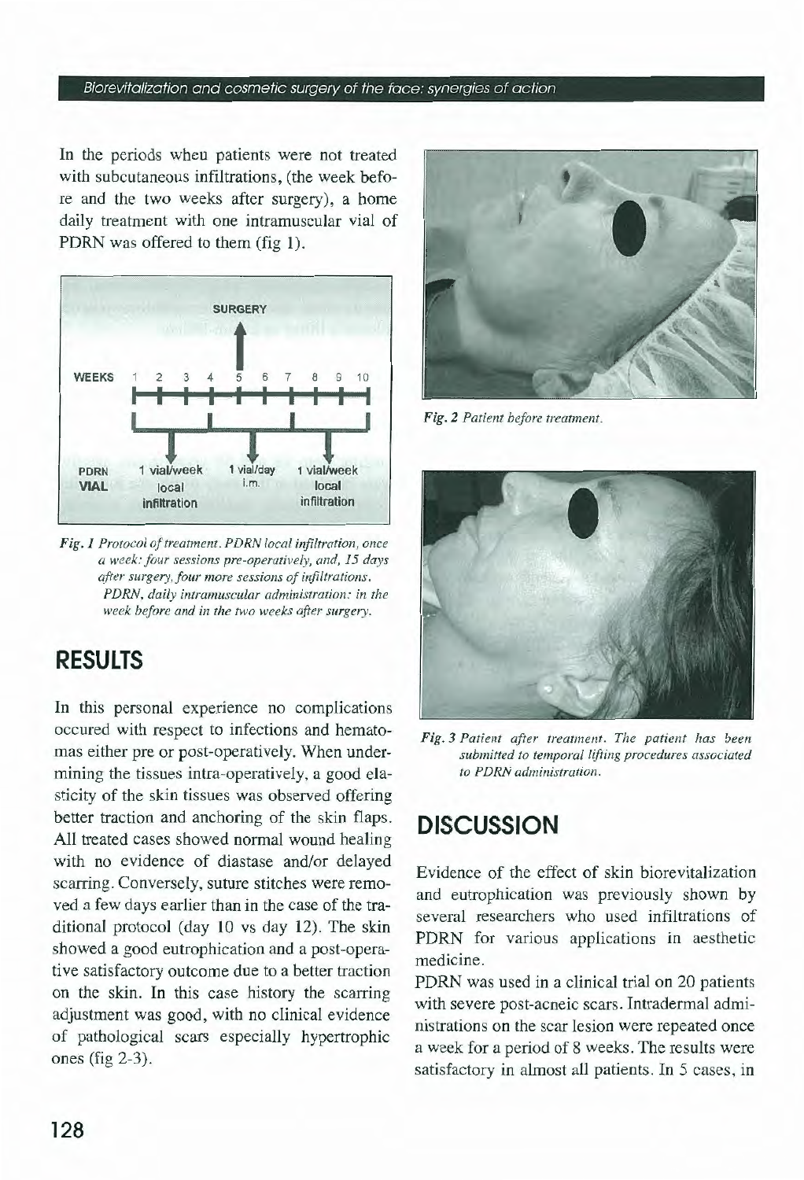In the periods when patients were not treated with subcutaneous infiltrations, (the week before and the two weeks after surgery), a home daily treatment with one intramuscular vial of PDRN was offered to them (fig 1).

*Fig. 1 Protocol of treatment. PDRN local infiltration, once a week: four sessions pre-operatively, and, 15 days after surgery, four more sessions of infiltrations. PDRN, daily intramuscular administration: in the week before and in the two weeks after surgery.*

## RESULTS

In this personal experience no complications occured with respect to infections and hematomas either pre or post-operatively. When undermining the tissues intra-operatively, a good elasticity of the skin tissues was observed offering better traction and anchoring of the skin flaps. All treated cases showed normal wound healing with no evidence of diastase and/or delayed scarring. Conversely, suture stitches were removed a few days earlier than in the case of the traditional protocol (day 10 vs day 12). The skin showed a good eutrophication and a post-operative satisfactory outcome due to a better traction on the skin. In this case history the scarring adjustment was good, with no clinical evidence of pathological scars especially hypertrophic ones (fig 2-3).

*Fig. 2 Patient before treatment.*

*Fig. 3 Patient after treatment. The patient has been submitted to temporal lifting procedures associated to PDRN administration.*

## DISCUSSION

Evidence of the effect of skin biorevitalization and eutrophication was previously shown by several researchers who used infiltrations of PDRN for various applications in aesthetic medicine.

PDRN was used in a clinical trial on 20 patients with severe post-acneic scars. Intradermal administrations on the scar lesion were repeated once a week for a period of 8 weeks. The results were satisfactory in almost all patients. In 5 cases, in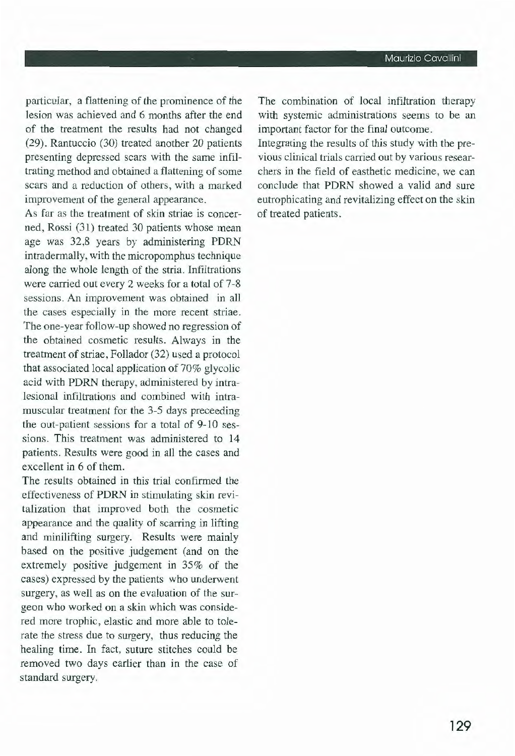particular, a flattening of the prominence of the lesion was achieved and 6 months after the end of the treatment the results had not changed (29). Rantuccio (30) treated another 20 patients presenting depressed scars with the same infiltrating method and obtained a flattening of some scars and a reduction of others, with a marked improvement of the general appearance.

As far as the treatment of skin striae is concerned, Rossi (31) treated 30 patients whose mean age was 32,8 years by administering PDRN intradermally, with the micropomphus technique along the whole length of the stria. Infiltrations were carried out every 2 weeks for a total of 7-8 sessions. An improvement was obtained in all the cases especially in the more recent striae. The one-year follow-up showed no regression of the obtained cosmetic results. Always in the treatment of striae, Follador (32) used a protocol that associated local application of 70% glycolic acid with PDRN therapy, administered by intralesional infiltrations and combined with intramuscular treatment for the 3-5 days preceeding the out-patient sessions for a total of 9-10 sessions. This treatment was administered to 14 patients. Results were good in all the cases and excellent in 6 of them.

The results obtained in this trial confirmed the effectiveness of PDRN in stimulating skin revitalization that improved both the cosmetic appearance and the quality of scarring in lifting and minilifting surgery. Results were mainly based on the positive judgement (and on the extremely positive judgement in 35% of the cases) expressed by the patients who underwent surgery, as well as on the evaluation of the surgeon who worked on a skin which was considered more trophic, elastic and more able to tolerate the stress due to surgery, thus reducing the healing time. In fact, suture stitches could be removed two days earlier than in the case of standard surgery.

The combination of local infiltration therapy with systemic administrations seems to be an important factor for the final outcome.

Integrating the results of this study with the previous clinical trials carried out by various researchers in the field of easthetic medicine, we can conclude that PDRN showed a valid and sure eutrophicating and revitalizing effect on the skin of treated patients.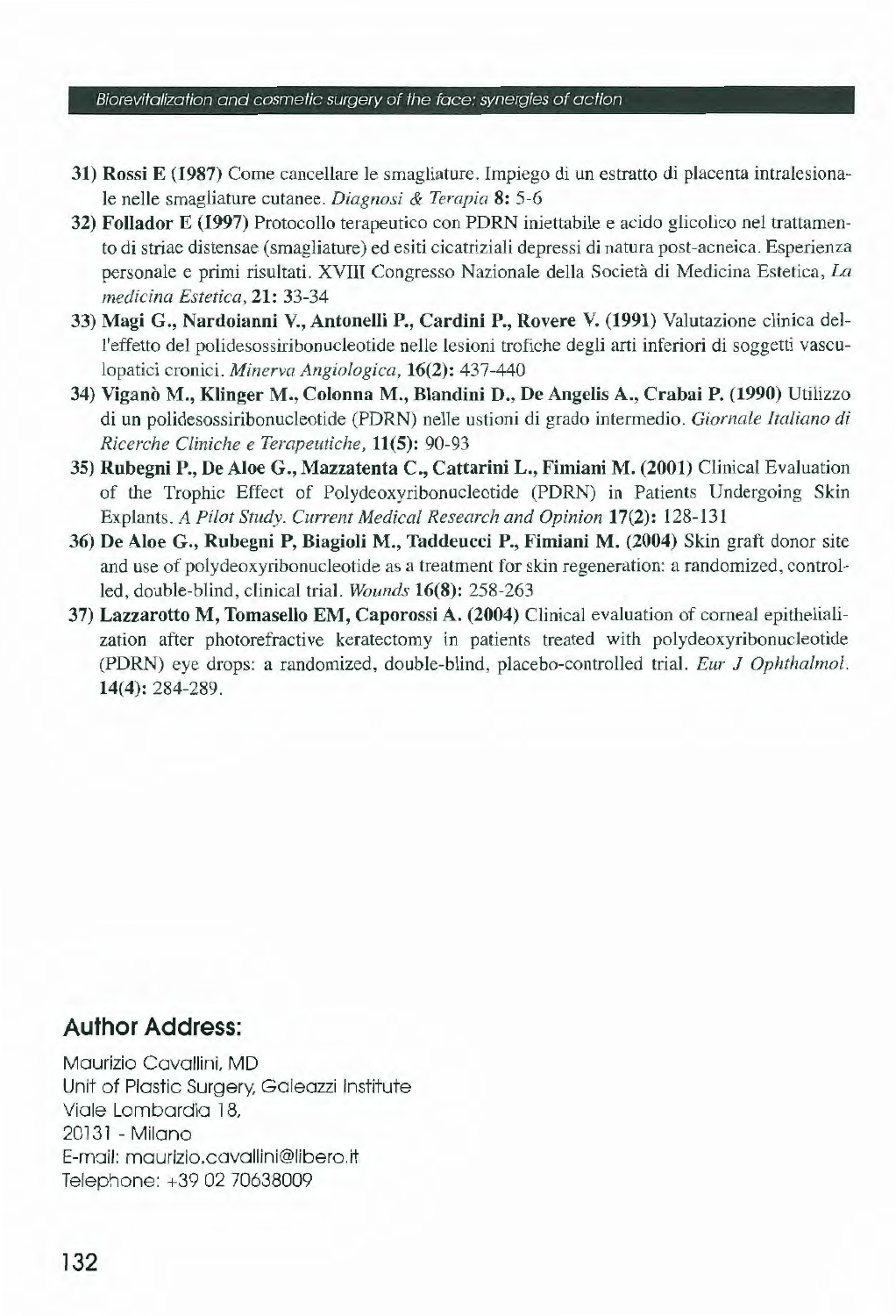31) **Rossi E (1987)** Come cancellare le smagliature. Impiego di un estratto di placenta intralesionale nelle smagliature cutanee. *Diagnosi & Terapia* **8:** 5-6

32) **Follador E (1997)** Protocollo terapeutico con PDRN iniettabile e acido glicolico nel trattamento di striae distensae (smagliature) ed esiti cicatriziali depressi di natura post-acneica. Esperienza personale e primi risultati. XVIII Congresso Nazionale della Società di Medicina Estetica, *La medicina Estetica*, **21:** 33-34

33) **Magi G., Nardoianni V., Antonelli P., Cardini P., Rovere V. (1991)** Valutazione clinica dell'effetto del polidesossiribonucleotide nelle lesioni trofiche degli arti inferiori di soggetti vasculopatici cronici. *Minerva Angiologica*, **16(2):** 437-440

34) **Viganò M., Klinger M., Colonna M., Blandini D., De Angelis A., Crabai P. (1990)** Utilizzo di un polidesossiribonucleotide (PDRN) nelle ustioni di grado intermedio. *Giornale Italiano di Ricerche Cliniche e Terapeutiche*, **11(5):** 90-93

35) **Rubegni P., De Aloe G., Mazzatenta C., Cattarini L., Fimiani M. (2001)** Clinical Evaluation of the Trophic Effect of Polydeoxyribonucleotide (PDRN) in Patients Undergoing Skin Explants. *A Pilot Study. Current Medical Research and Opinion* **17(2):** 128-131

36) **De Aloe G., Rubegni P, Biagioli M., Taddeucci P., Fimiani M. (2004)** Skin graft donor site and use of polydeoxyribonucleotide as a treatment for skin regeneration: a randomized, controlled, double-blind, clinical trial. *Wounds* **16(8):** 258-263

37) **Lazzarotto M, Tomasello EM, Caporossi A. (2004)** Clinical evaluation of corneal epithelialization after photorefractive keratectomy in patients treated with polydeoxyribonucleotide (PDRN) eye drops: a randomized, double-blind, placebo-controlled trial. *Eur J Ophthalmol.* **14(4):** 284-289.

## Author Address:

Maurizio Cavallini, MD
Unit of Plastic Surgery, Galeazzi Institute
Viale Lombardia 18,
20131 - Milano
E-mail: maurizio.cavallini@libero.it
Telephone: +39 02 70638009